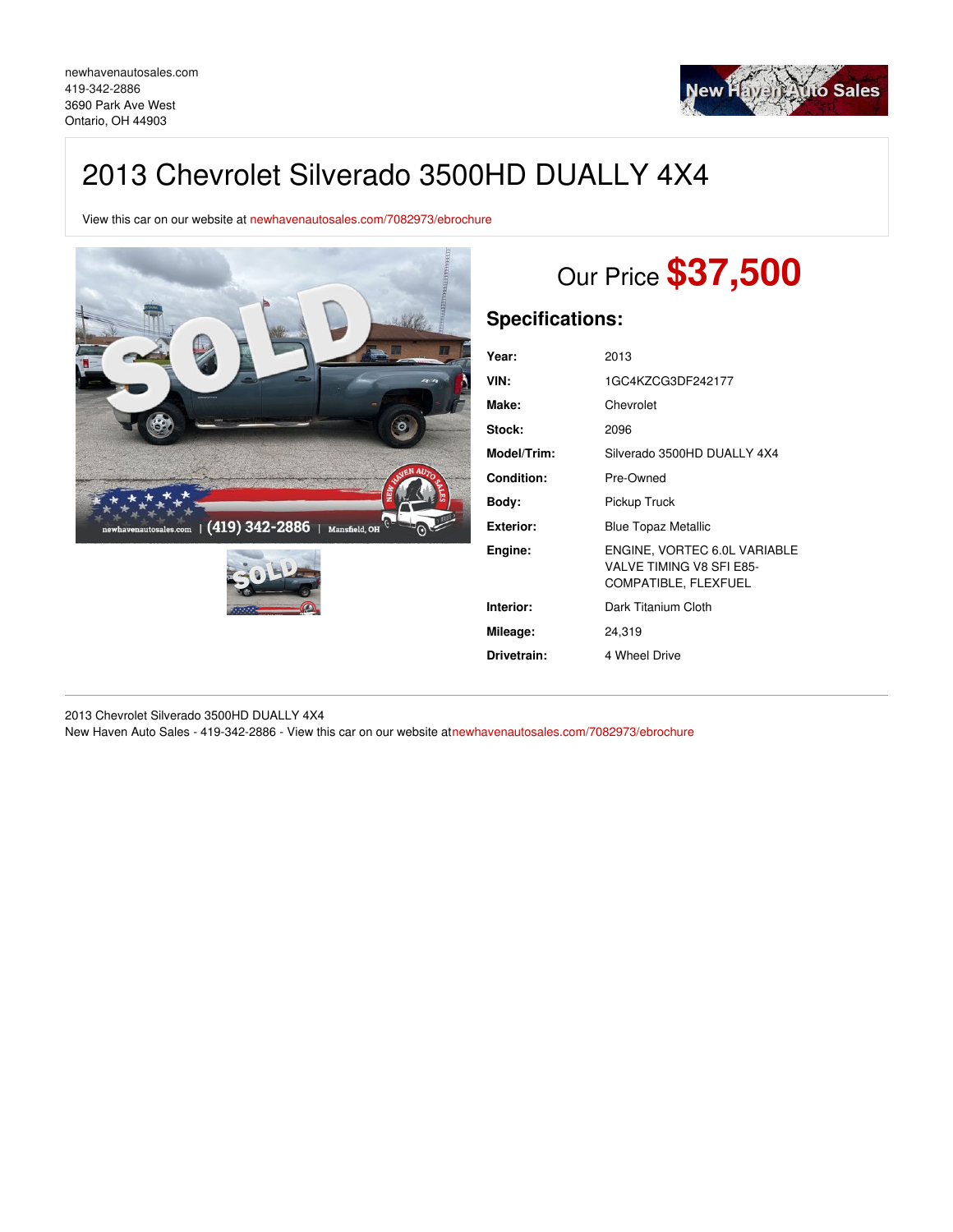newhavenautosales.com
419-342-2886
3690 Park Ave West
Ontario, OH 44903

# 2013 Chevrolet Silverado 3500HD DUALLY 4X4

View this car on our website at newhavenautosales.com/7082973/ebrochure

Our Price **$37,500**

## Specifications:

| | |
|---|---|
| **Year:** | 2013 |
| **VIN:** | 1GC4KZCG3DF242177 |
| **Make:** | Chevrolet |
| **Stock:** | 2096 |
| **Model/Trim:** | Silverado 3500HD DUALLY 4X4 |
| **Condition:** | Pre-Owned |
| **Body:** | Pickup Truck |
| **Exterior:** | Blue Topaz Metallic |
| **Engine:** | ENGINE, VORTEC 6.0L VARIABLE VALVE TIMING V8 SFI E85-COMPATIBLE, FLEXFUEL |
| **Interior:** | Dark Titanium Cloth |
| **Mileage:** | 24,319 |
| **Drivetrain:** | 4 Wheel Drive |

2013 Chevrolet Silverado 3500HD DUALLY 4X4
New Haven Auto Sales - 419-342-2886 - View this car on our website at newhavenautosales.com/7082973/ebrochure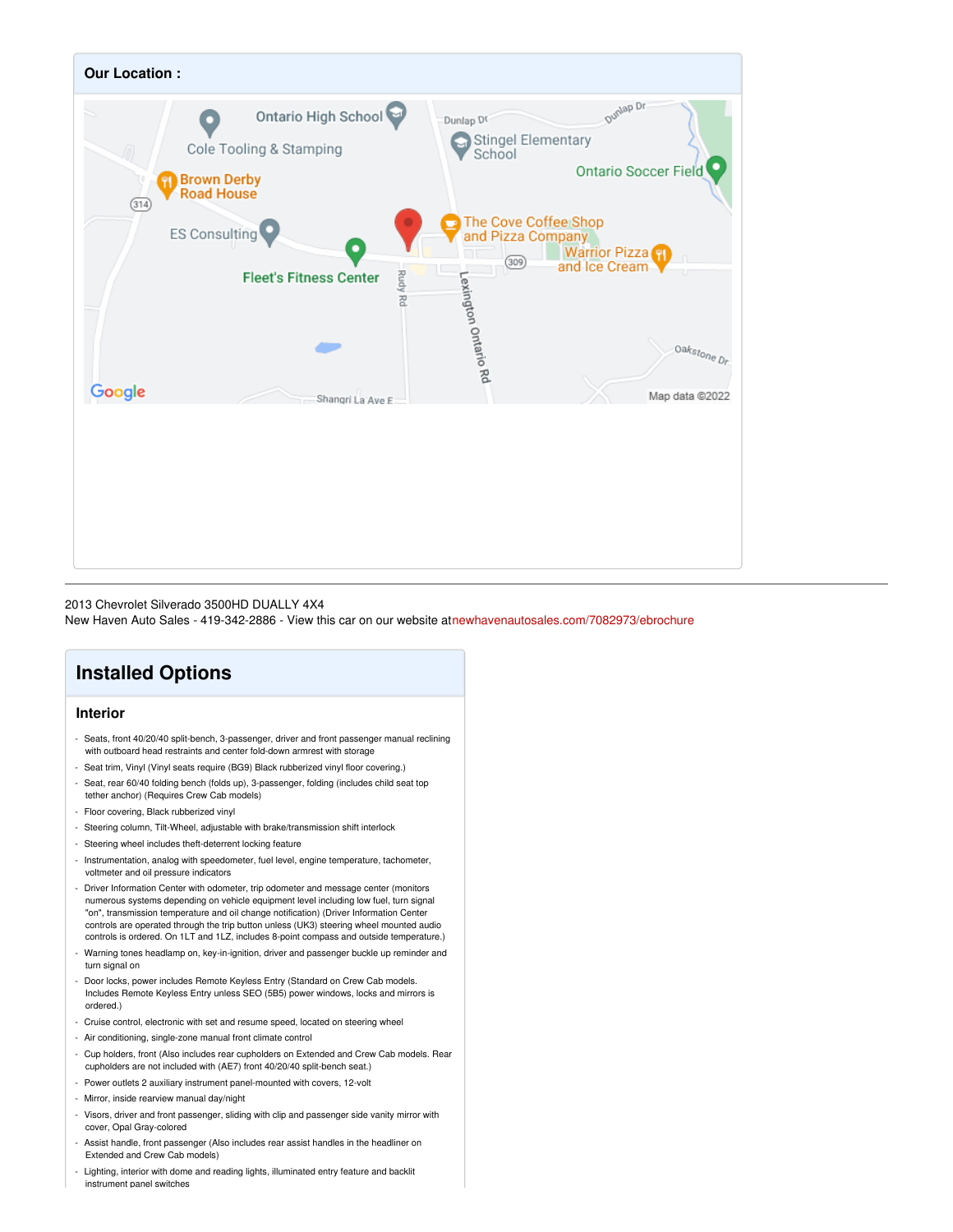## Our Location :

2013 Chevrolet Silverado 3500HD DUALLY 4X4
New Haven Auto Sales - 419-342-2886 - View this car on our website atnewhavenautosales.com/7082973/ebrochure

# Installed Options

### Interior

- Seats, front 40/20/40 split-bench, 3-passenger, driver and front passenger manual reclining with outboard head restraints and center fold-down armrest with storage
- Seat trim, Vinyl (Vinyl seats require (BG9) Black rubberized vinyl floor covering.)
- Seat, rear 60/40 folding bench (folds up), 3-passenger, folding (includes child seat top tether anchor) (Requires Crew Cab models)
- Floor covering, Black rubberized vinyl
- Steering column, Tilt-Wheel, adjustable with brake/transmission shift interlock
- Steering wheel includes theft-deterrent locking feature
- Instrumentation, analog with speedometer, fuel level, engine temperature, tachometer, voltmeter and oil pressure indicators
- Driver Information Center with odometer, trip odometer and message center (monitors numerous systems depending on vehicle equipment level including low fuel, turn signal "on", transmission temperature and oil change notification) (Driver Information Center controls are operated through the trip button unless (UK3) steering wheel mounted audio controls is ordered. On 1LT and 1LZ, includes 8-point compass and outside temperature.)
- Warning tones headlamp on, key-in-ignition, driver and passenger buckle up reminder and turn signal on
- Door locks, power includes Remote Keyless Entry (Standard on Crew Cab models. Includes Remote Keyless Entry unless SEO (5B5) power windows, locks and mirrors is ordered.)
- Cruise control, electronic with set and resume speed, located on steering wheel
- Air conditioning, single-zone manual front climate control
- Cup holders, front (Also includes rear cupholders on Extended and Crew Cab models. Rear cupholders are not included with (AE7) front 40/20/40 split-bench seat.)
- Power outlets 2 auxiliary instrument panel-mounted with covers, 12-volt
- Mirror, inside rearview manual day/night
- Visors, driver and front passenger, sliding with clip and passenger side vanity mirror with cover, Opal Gray-colored
- Assist handle, front passenger (Also includes rear assist handles in the headliner on Extended and Crew Cab models)
- Lighting, interior with dome and reading lights, illuminated entry feature and backlit instrument panel switches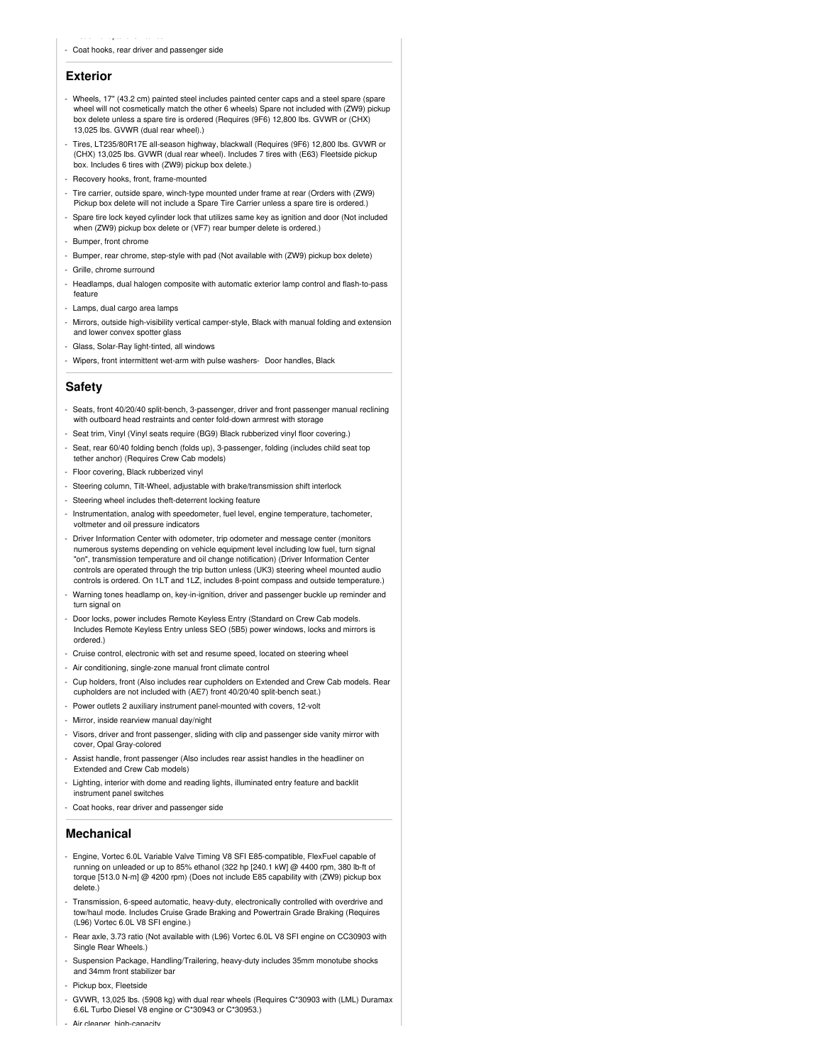- Coat hooks, rear driver and passenger side

## Exterior

- Wheels, 17" (43.2 cm) painted steel includes painted center caps and a steel spare (spare wheel will not cosmetically match the other 6 wheels) Spare not included with (ZW9) pickup box delete unless a spare tire is ordered (Requires (9F6) 12,800 lbs. GVWR or (CHX) 13,025 lbs. GVWR (dual rear wheel).)
- Tires, LT235/80R17E all-season highway, blackwall (Requires (9F6) 12,800 lbs. GVWR or (CHX) 13,025 lbs. GVWR (dual rear wheel). Includes 7 tires with (E63) Fleetside pickup box. Includes 6 tires with (ZW9) pickup box delete.)
- Recovery hooks, front, frame-mounted
- Tire carrier, outside spare, winch-type mounted under frame at rear (Orders with (ZW9) Pickup box delete will not include a Spare Tire Carrier unless a spare tire is ordered.)
- Spare tire lock keyed cylinder lock that utilizes same key as ignition and door (Not included when (ZW9) pickup box delete or (VF7) rear bumper delete is ordered.)
- Bumper, front chrome
- Bumper, rear chrome, step-style with pad (Not available with (ZW9) pickup box delete)
- Grille, chrome surround
- Headlamps, dual halogen composite with automatic exterior lamp control and flash-to-pass feature
- Lamps, dual cargo area lamps
- Mirrors, outside high-visibility vertical camper-style, Black with manual folding and extension and lower convex spotter glass
- Glass, Solar-Ray light-tinted, all windows
- Wipers, front intermittent wet-arm with pulse washers- Door handles, Black

## Safety

- Seats, front 40/20/40 split-bench, 3-passenger, driver and front passenger manual reclining with outboard head restraints and center fold-down armrest with storage
- Seat trim, Vinyl (Vinyl seats require (BG9) Black rubberized vinyl floor covering.)
- Seat, rear 60/40 folding bench (folds up), 3-passenger, folding (includes child seat top tether anchor) (Requires Crew Cab models)
- Floor covering, Black rubberized vinyl
- Steering column, Tilt-Wheel, adjustable with brake/transmission shift interlock
- Steering wheel includes theft-deterrent locking feature
- Instrumentation, analog with speedometer, fuel level, engine temperature, tachometer, voltmeter and oil pressure indicators
- Driver Information Center with odometer, trip odometer and message center (monitors numerous systems depending on vehicle equipment level including low fuel, turn signal "on", transmission temperature and oil change notification) (Driver Information Center controls are operated through the trip button unless (UK3) steering wheel mounted audio controls is ordered. On 1LT and 1LZ, includes 8-point compass and outside temperature.)
- Warning tones headlamp on, key-in-ignition, driver and passenger buckle up reminder and turn signal on
- Door locks, power includes Remote Keyless Entry (Standard on Crew Cab models. Includes Remote Keyless Entry unless SEO (5B5) power windows, locks and mirrors is ordered.)
- Cruise control, electronic with set and resume speed, located on steering wheel
- Air conditioning, single-zone manual front climate control
- Cup holders, front (Also includes rear cupholders on Extended and Crew Cab models. Rear cupholders are not included with (AE7) front 40/20/40 split-bench seat.)
- Power outlets 2 auxiliary instrument panel-mounted with covers, 12-volt
- Mirror, inside rearview manual day/night
- Visors, driver and front passenger, sliding with clip and passenger side vanity mirror with cover, Opal Gray-colored
- Assist handle, front passenger (Also includes rear assist handles in the headliner on Extended and Crew Cab models)
- Lighting, interior with dome and reading lights, illuminated entry feature and backlit instrument panel switches
- Coat hooks, rear driver and passenger side

## Mechanical

- Engine, Vortec 6.0L Variable Valve Timing V8 SFI E85-compatible, FlexFuel capable of running on unleaded or up to 85% ethanol (322 hp [240.1 kW] @ 4400 rpm, 380 lb-ft of torque [513.0 N-m] @ 4200 rpm) (Does not include E85 capability with (ZW9) pickup box delete.)
- Transmission, 6-speed automatic, heavy-duty, electronically controlled with overdrive and tow/haul mode. Includes Cruise Grade Braking and Powertrain Grade Braking (Requires (L96) Vortec 6.0L V8 SFI engine.)
- Rear axle, 3.73 ratio (Not available with (L96) Vortec 6.0L V8 SFI engine on CC30903 with Single Rear Wheels.)
- Suspension Package, Handling/Trailering, heavy-duty includes 35mm monotube shocks and 34mm front stabilizer bar
- Pickup box, Fleetside
- GVWR, 13,025 lbs. (5908 kg) with dual rear wheels (Requires C*30903 with (LML) Duramax 6.6L Turbo Diesel V8 engine or C*30943 or C*30953.)
- Air cleaner, high-capacity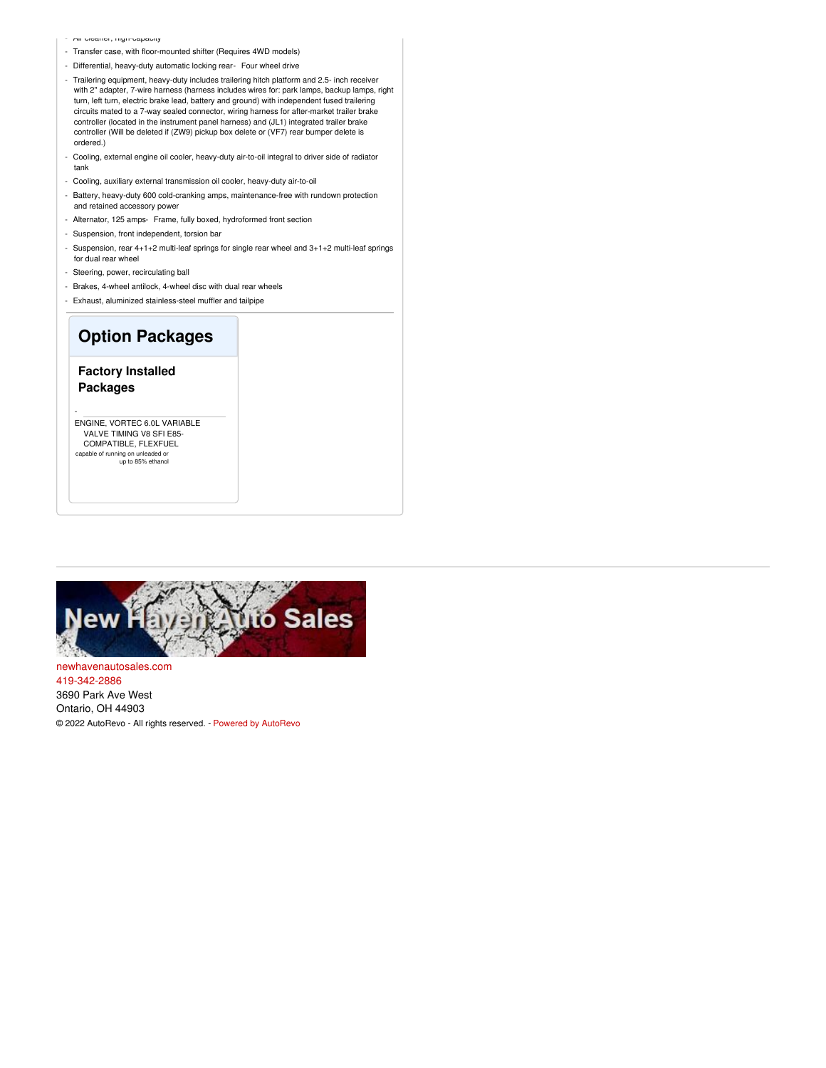- Air cleaner, high-capacity
- Transfer case, with floor-mounted shifter (Requires 4WD models)
- Differential, heavy-duty automatic locking rear- Four wheel drive
- Trailering equipment, heavy-duty includes trailering hitch platform and 2.5- inch receiver with 2" adapter, 7-wire harness (harness includes wires for: park lamps, backup lamps, right turn, left turn, electric brake lead, battery and ground) with independent fused trailering circuits mated to a 7-way sealed connector, wiring harness for after-market trailer brake controller (located in the instrument panel harness) and (JL1) integrated trailer brake controller (Will be deleted if (ZW9) pickup box delete or (VF7) rear bumper delete is ordered.)
- Cooling, external engine oil cooler, heavy-duty air-to-oil integral to driver side of radiator tank
- Cooling, auxiliary external transmission oil cooler, heavy-duty air-to-oil
- Battery, heavy-duty 600 cold-cranking amps, maintenance-free with rundown protection and retained accessory power
- Alternator, 125 amps- Frame, fully boxed, hydroformed front section
- Suspension, front independent, torsion bar
- Suspension, rear 4+1+2 multi-leaf springs for single rear wheel and 3+1+2 multi-leaf springs for dual rear wheel
- Steering, power, recirculating ball
- Brakes, 4-wheel antilock, 4-wheel disc with dual rear wheels
- Exhaust, aluminized stainless-steel muffler and tailpipe

## Option Packages

### Factory Installed Packages

- ENGINE, VORTEC 6.0L VARIABLE VALVE TIMING V8 SFI E85-COMPATIBLE, FLEXFUEL
  capable of running on unleaded or up to 85% ethanol

New Haven Auto Sales

newhavenautosales.com
419-342-2886
3690 Park Ave West
Ontario, OH 44903
© 2022 AutoRevo - All rights reserved. - Powered by AutoRevo